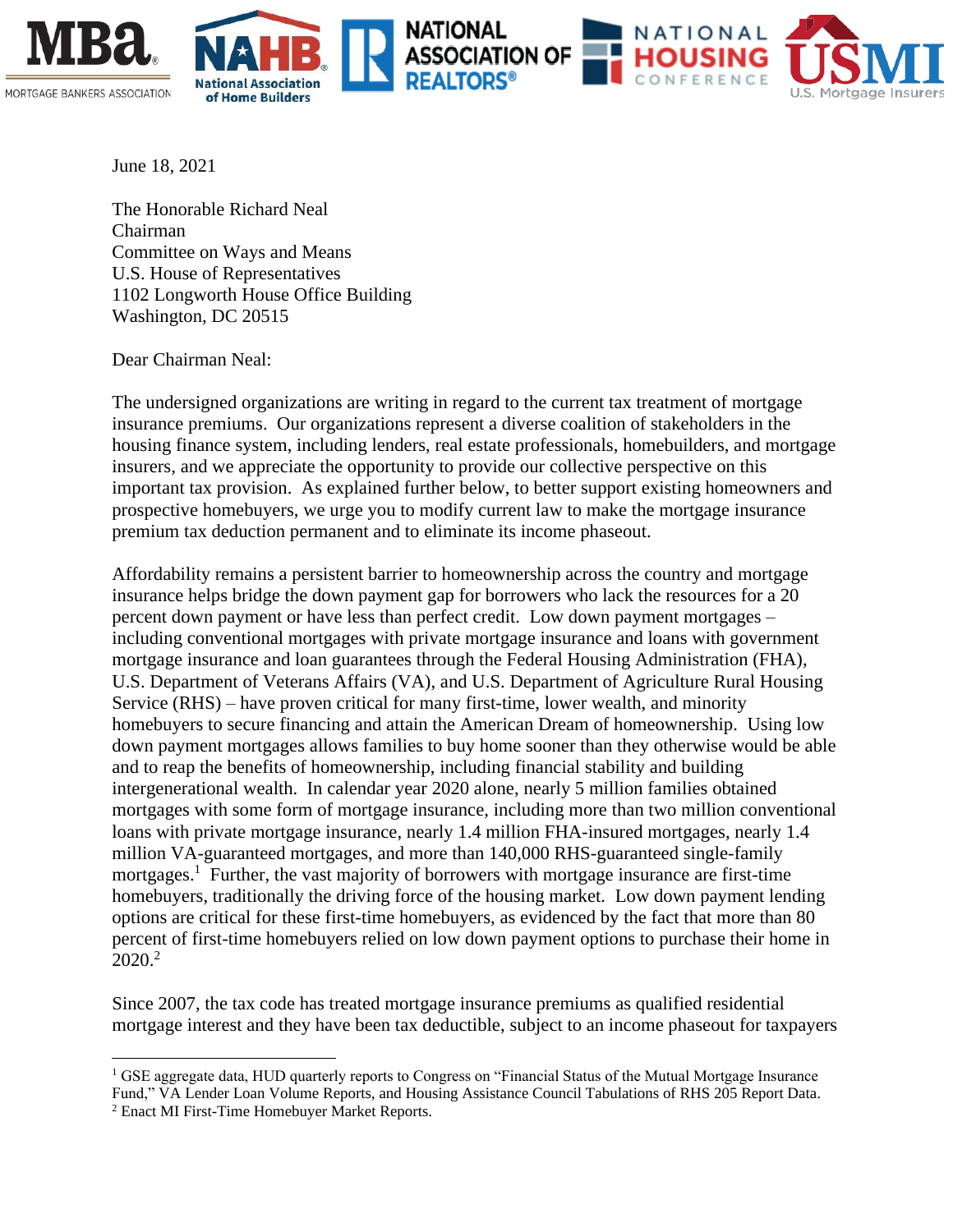June 18, 2021

The Honorable Richard Neal
Chairman
Committee on Ways and Means
U.S. House of Representatives
1102 Longworth House Office Building
Washington, DC 20515

Dear Chairman Neal:

The undersigned organizations are writing in regard to the current tax treatment of mortgage insurance premiums. Our organizations represent a diverse coalition of stakeholders in the housing finance system, including lenders, real estate professionals, homebuilders, and mortgage insurers, and we appreciate the opportunity to provide our collective perspective on this important tax provision. As explained further below, to better support existing homeowners and prospective homebuyers, we urge you to modify current law to make the mortgage insurance premium tax deduction permanent and to eliminate its income phaseout.

Affordability remains a persistent barrier to homeownership across the country and mortgage insurance helps bridge the down payment gap for borrowers who lack the resources for a 20 percent down payment or have less than perfect credit. Low down payment mortgages – including conventional mortgages with private mortgage insurance and loans with government mortgage insurance and loan guarantees through the Federal Housing Administration (FHA), U.S. Department of Veterans Affairs (VA), and U.S. Department of Agriculture Rural Housing Service (RHS) – have proven critical for many first-time, lower wealth, and minority homebuyers to secure financing and attain the American Dream of homeownership. Using low down payment mortgages allows families to buy home sooner than they otherwise would be able and to reap the benefits of homeownership, including financial stability and building intergenerational wealth. In calendar year 2020 alone, nearly 5 million families obtained mortgages with some form of mortgage insurance, including more than two million conventional loans with private mortgage insurance, nearly 1.4 million FHA-insured mortgages, nearly 1.4 million VA-guaranteed mortgages, and more than 140,000 RHS-guaranteed single-family mortgages.[1] Further, the vast majority of borrowers with mortgage insurance are first-time homebuyers, traditionally the driving force of the housing market. Low down payment lending options are critical for these first-time homebuyers, as evidenced by the fact that more than 80 percent of first-time homebuyers relied on low down payment options to purchase their home in 2020.[2]

Since 2007, the tax code has treated mortgage insurance premiums as qualified residential mortgage interest and they have been tax deductible, subject to an income phaseout for taxpayers

[1] GSE aggregate data, HUD quarterly reports to Congress on "Financial Status of the Mutual Mortgage Insurance Fund," VA Lender Loan Volume Reports, and Housing Assistance Council Tabulations of RHS 205 Report Data.
[2] Enact MI First-Time Homebuyer Market Reports.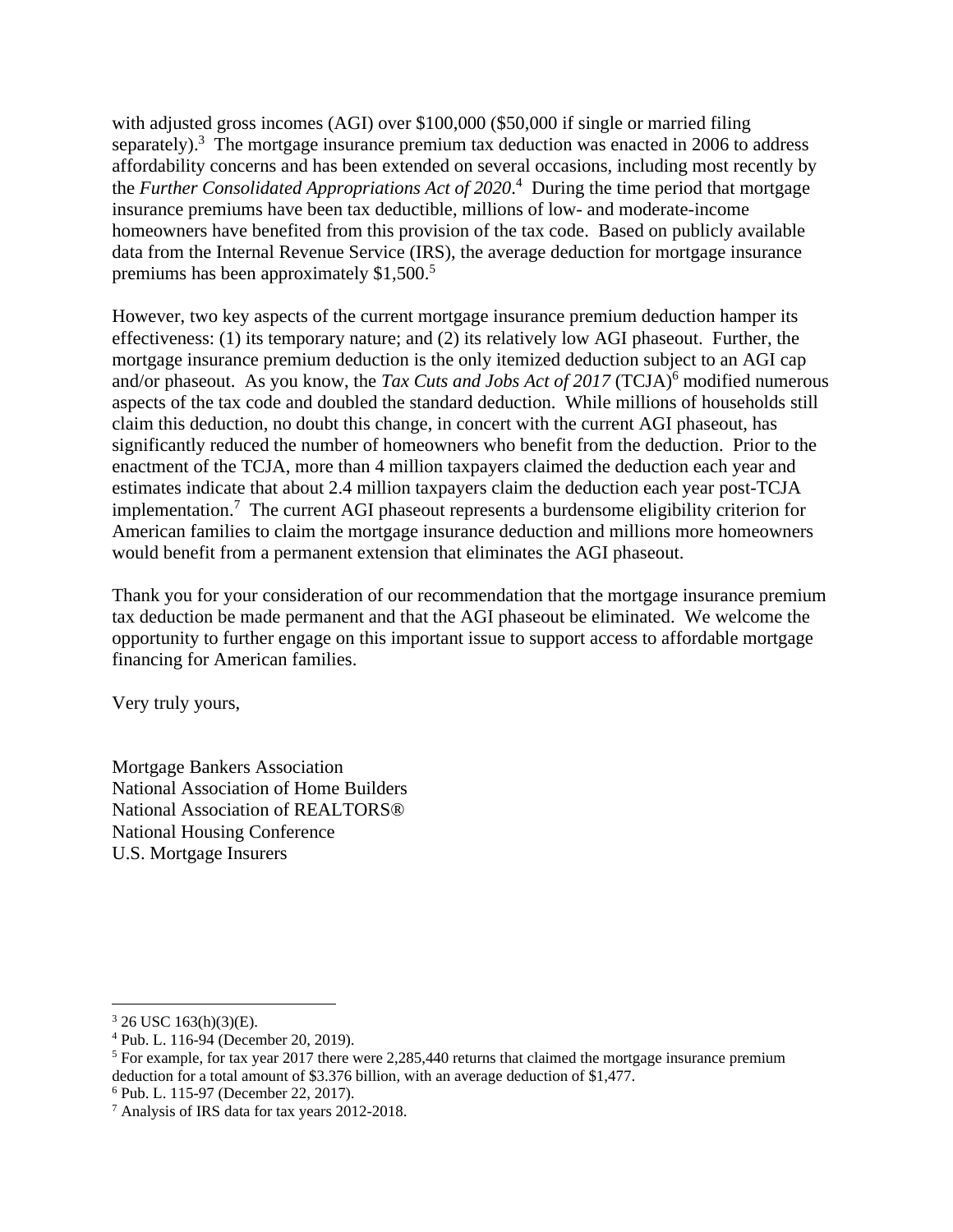with adjusted gross incomes (AGI) over $100,000 ($50,000 if single or married filing separately).[3] The mortgage insurance premium tax deduction was enacted in 2006 to address affordability concerns and has been extended on several occasions, including most recently by the *Further Consolidated Appropriations Act of 2020*.[4] During the time period that mortgage insurance premiums have been tax deductible, millions of low- and moderate-income homeowners have benefited from this provision of the tax code. Based on publicly available data from the Internal Revenue Service (IRS), the average deduction for mortgage insurance premiums has been approximately $1,500.[5]

However, two key aspects of the current mortgage insurance premium deduction hamper its effectiveness: (1) its temporary nature; and (2) its relatively low AGI phaseout. Further, the mortgage insurance premium deduction is the only itemized deduction subject to an AGI cap and/or phaseout. As you know, the *Tax Cuts and Jobs Act of 2017* (TCJA)[6] modified numerous aspects of the tax code and doubled the standard deduction. While millions of households still claim this deduction, no doubt this change, in concert with the current AGI phaseout, has significantly reduced the number of homeowners who benefit from the deduction. Prior to the enactment of the TCJA, more than 4 million taxpayers claimed the deduction each year and estimates indicate that about 2.4 million taxpayers claim the deduction each year post-TCJA implementation.[7] The current AGI phaseout represents a burdensome eligibility criterion for American families to claim the mortgage insurance deduction and millions more homeowners would benefit from a permanent extension that eliminates the AGI phaseout.

Thank you for your consideration of our recommendation that the mortgage insurance premium tax deduction be made permanent and that the AGI phaseout be eliminated. We welcome the opportunity to further engage on this important issue to support access to affordable mortgage financing for American families.

Very truly yours,

Mortgage Bankers Association
National Association of Home Builders
National Association of REALTORS®
National Housing Conference
U.S. Mortgage Insurers

---

[3] 26 USC 163(h)(3)(E).

[4] Pub. L. 116-94 (December 20, 2019).

[5] For example, for tax year 2017 there were 2,285,440 returns that claimed the mortgage insurance premium deduction for a total amount of $3.376 billion, with an average deduction of $1,477.

[6] Pub. L. 115-97 (December 22, 2017).

[7] Analysis of IRS data for tax years 2012-2018.